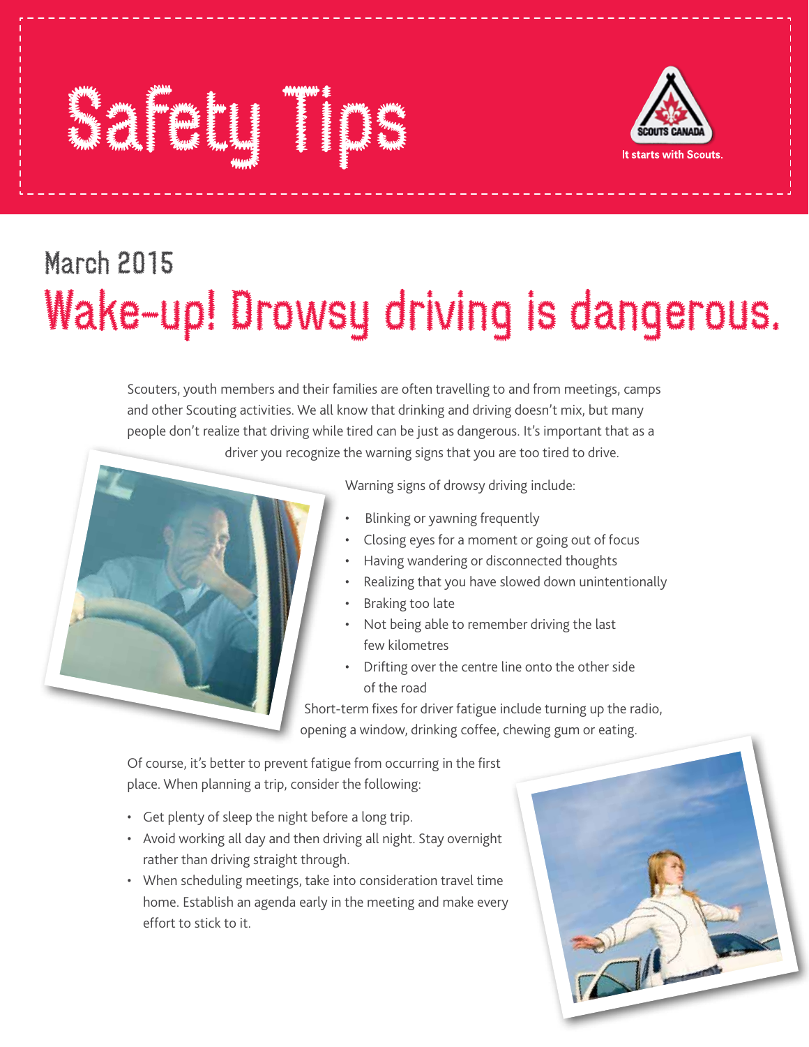# Safety Tips

SCOUTS CANADA

It starts with Scouts.

## March 2015

# Wake-up! Drowsy driving is dangerous.

Scouters, youth members and their families are often travelling to and from meetings, camps and other Scouting activities. We all know that drinking and driving doesn't mix, but many people don't realize that driving while tired can be just as dangerous. It's important that as a driver you recognize the warning signs that you are too tired to drive.

Warning signs of drowsy driving include:

- Blinking or yawning frequently
- Closing eyes for a moment or going out of focus
- Having wandering or disconnected thoughts
- Realizing that you have slowed down unintentionally
- Braking too late
- Not being able to remember driving the last few kilometres
- Drifting over the centre line onto the other side of the road

Short-term fixes for driver fatigue include turning up the radio, opening a window, drinking coffee, chewing gum or eating.

Of course, it's better to prevent fatigue from occurring in the first place. When planning a trip, consider the following:

- Get plenty of sleep the night before a long trip.
- Avoid working all day and then driving all night. Stay overnight rather than driving straight through.
- When scheduling meetings, take into consideration travel time home. Establish an agenda early in the meeting and make every effort to stick to it.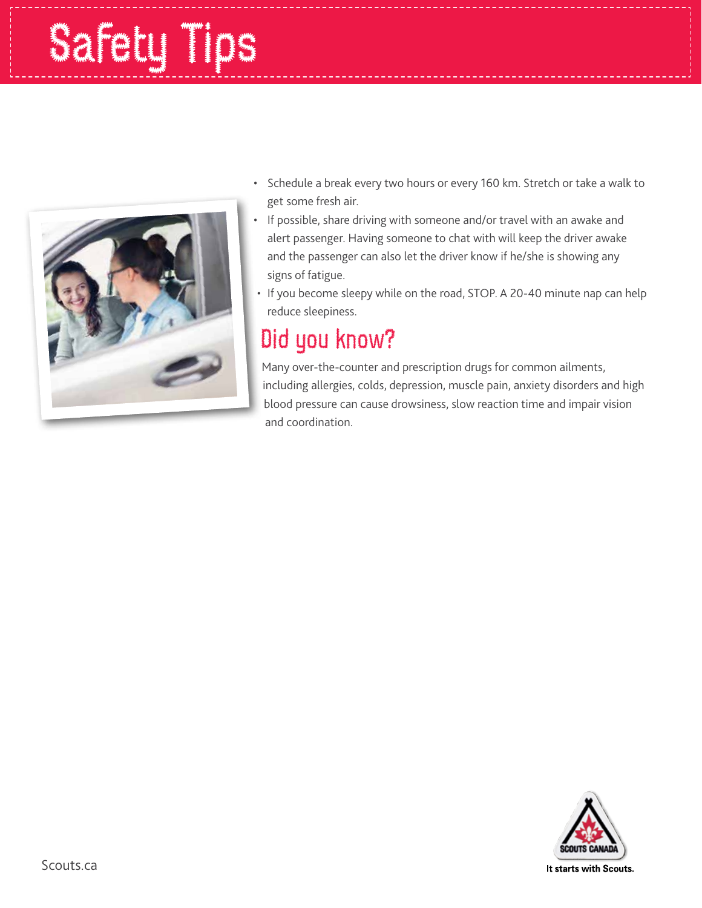# Safety Tips

- Schedule a break every two hours or every 160 km. Stretch or take a walk to get some fresh air.
- If possible, share driving with someone and/or travel with an awake and alert passenger. Having someone to chat with will keep the driver awake and the passenger can also let the driver know if he/she is showing any signs of fatigue.
- If you become sleepy while on the road, STOP. A 20-40 minute nap can help reduce sleepiness.

## Did you know?

Many over-the-counter and prescription drugs for common ailments, including allergies, colds, depression, muscle pain, anxiety disorders and high blood pressure can cause drowsiness, slow reaction time and impair vision and coordination.

Scouts.ca

It starts with Scouts.